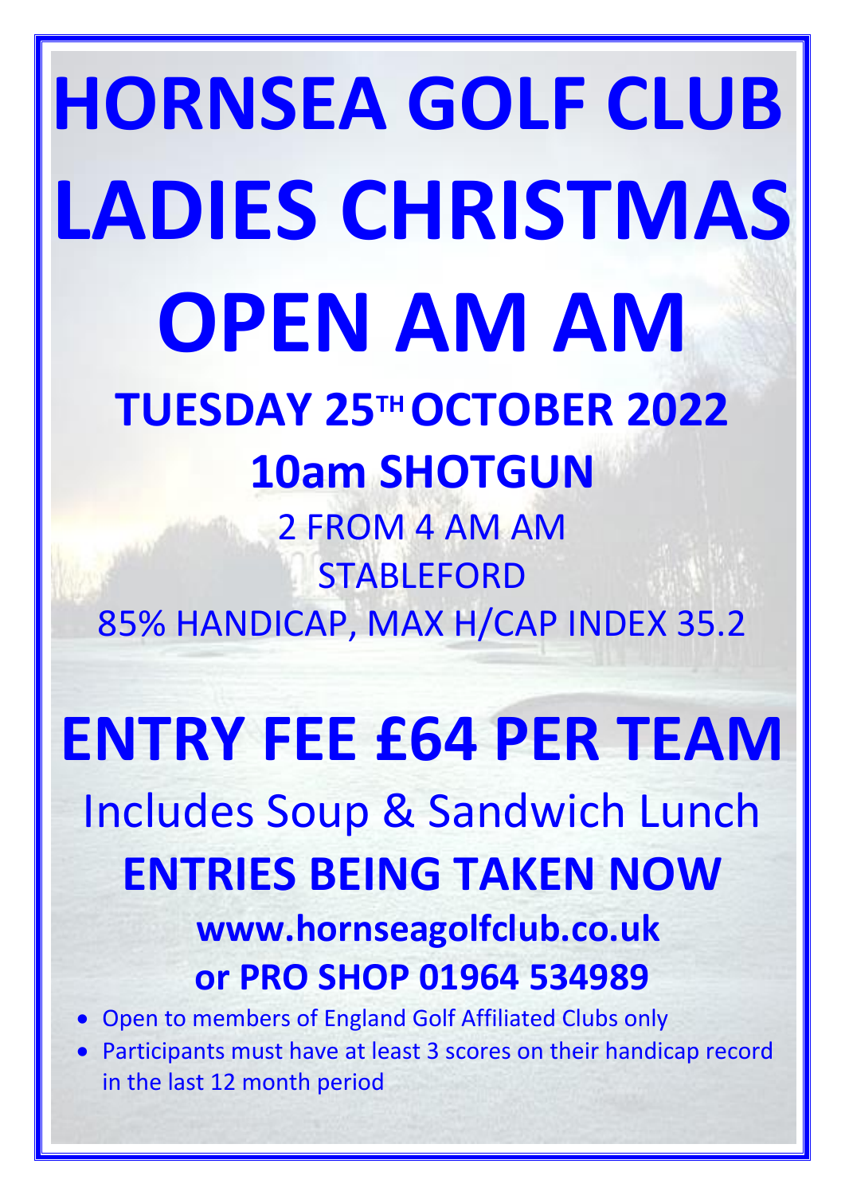# HORNSEA GOLF CLUB

# LADIES CHRISTMAS

# OPEN AM AM

## TUESDAY 25TH OCTOBER 2022

## 10am SHOTGUN

2 FROM 4 AM AM

STABLEFORD

85% HANDICAP, MAX H/CAP INDEX 35.2

# ENTRY FEE £64 PER TEAM

Includes Soup & Sandwich Lunch

## ENTRIES BEING TAKEN NOW

### www.hornseagolfclub.co.uk
### or PRO SHOP 01964 534989

- Open to members of England Golf Affiliated Clubs only
- Participants must have at least 3 scores on their handicap record in the last 12 month period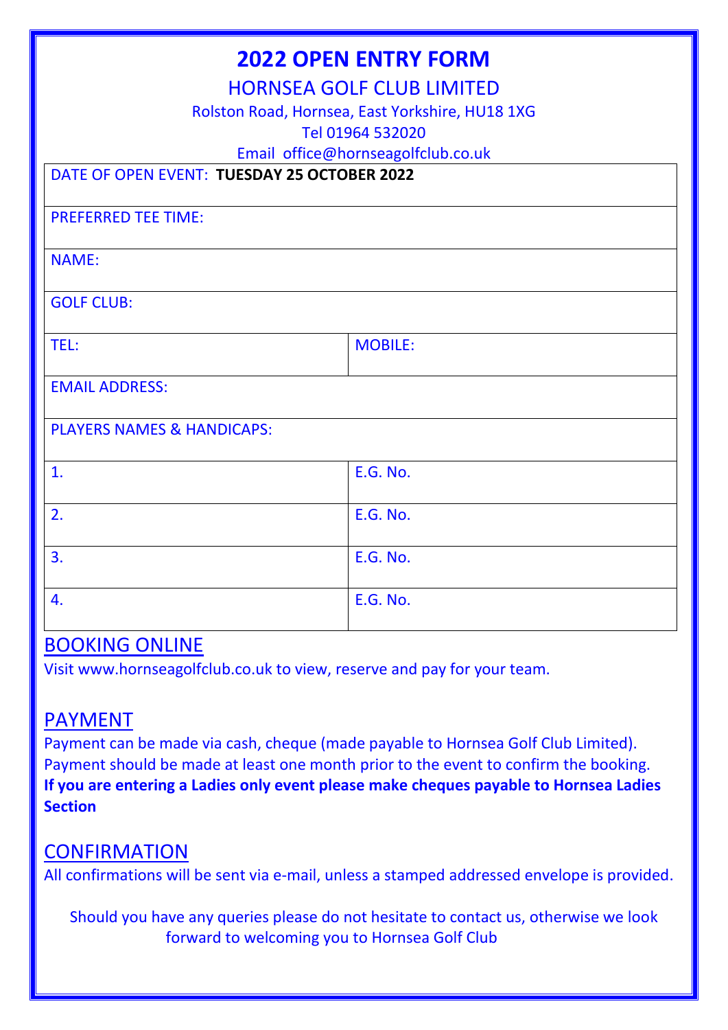# 2022 OPEN ENTRY FORM

## HORNSEA GOLF CLUB LIMITED

Rolston Road, Hornsea, East Yorkshire, HU18 1XG

Tel 01964 532020

Email office@hornseagolfclub.co.uk

| | |
|---|---|
| DATE OF OPEN EVENT: **TUESDAY 25 OCTOBER 2022** | |
| PREFERRED TEE TIME: | |
| NAME: | |
| GOLF CLUB: | |
| TEL: | MOBILE: |
| EMAIL ADDRESS: | |
| PLAYERS NAMES & HANDICAPS: | |
| 1. | E.G. No. |
| 2. | E.G. No. |
| 3. | E.G. No. |
| 4. | E.G. No. |

## BOOKING ONLINE

Visit www.hornseagolfclub.co.uk to view, reserve and pay for your team.

## PAYMENT

Payment can be made via cash, cheque (made payable to Hornsea Golf Club Limited). Payment should be made at least one month prior to the event to confirm the booking. **If you are entering a Ladies only event please make cheques payable to Hornsea Ladies Section**

## CONFIRMATION

All confirmations will be sent via e-mail, unless a stamped addressed envelope is provided.

Should you have any queries please do not hesitate to contact us, otherwise we look forward to welcoming you to Hornsea Golf Club